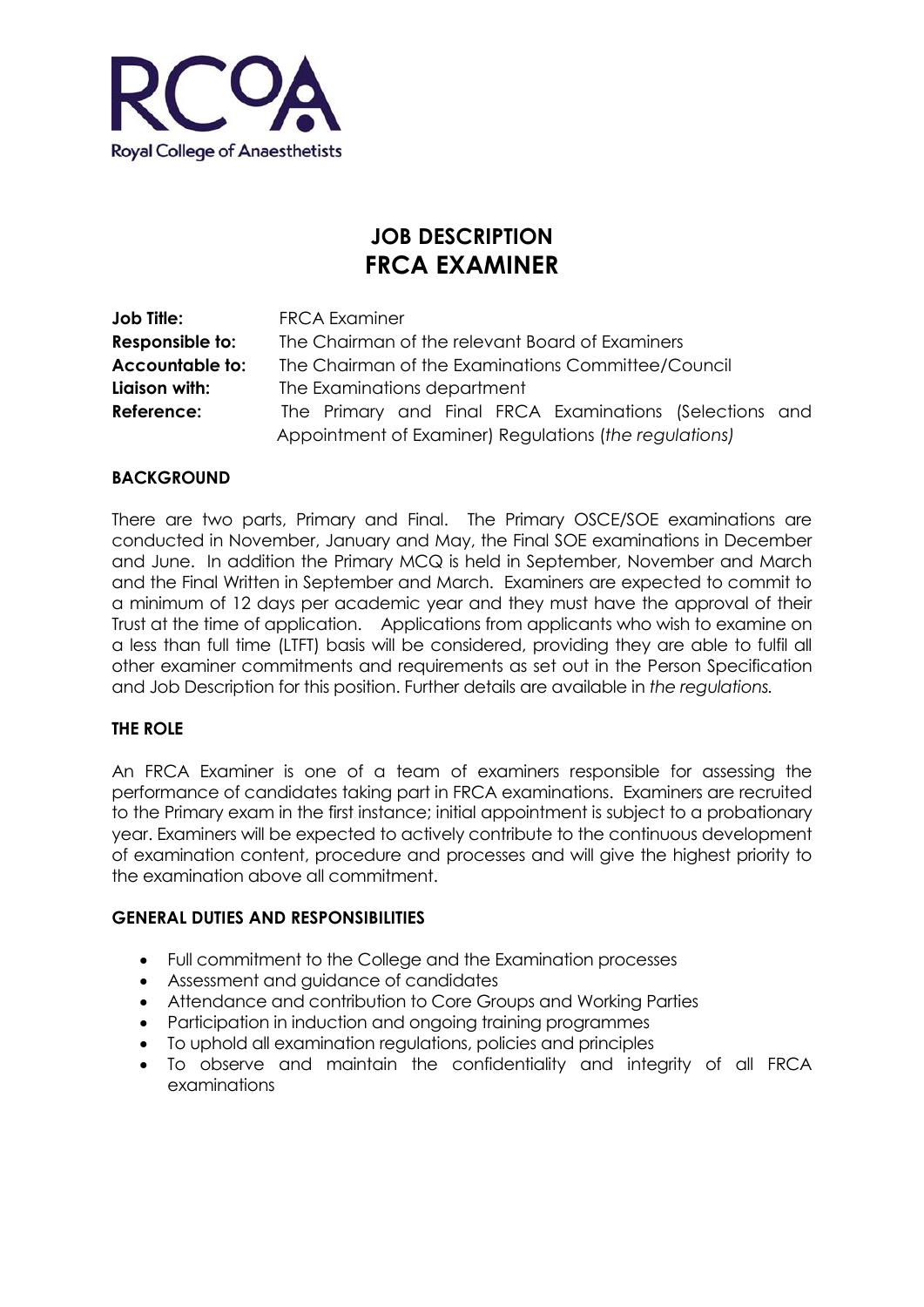RCoA
Royal College of Anaesthetists

# JOB DESCRIPTION
# FRCA EXAMINER

| | |
|---|---|
| **Job Title:** | FRCA Examiner |
| **Responsible to:** | The Chairman of the relevant Board of Examiners |
| **Accountable to:** | The Chairman of the Examinations Committee/Council |
| **Liaison with:** | The Examinations department |
| **Reference:** | The Primary and Final FRCA Examinations (Selections and Appointment of Examiner) Regulations (*the regulations)* |

## BACKGROUND

There are two parts, Primary and Final. The Primary OSCE/SOE examinations are conducted in November, January and May, the Final SOE examinations in December and June. In addition the Primary MCQ is held in September, November and March and the Final Written in September and March. Examiners are expected to commit to a minimum of 12 days per academic year and they must have the approval of their Trust at the time of application. Applications from applicants who wish to examine on a less than full time (LTFT) basis will be considered, providing they are able to fulfil all other examiner commitments and requirements as set out in the Person Specification and Job Description for this position. Further details are available in *the regulations.*

## THE ROLE

An FRCA Examiner is one of a team of examiners responsible for assessing the performance of candidates taking part in FRCA examinations. Examiners are recruited to the Primary exam in the first instance; initial appointment is subject to a probationary year. Examiners will be expected to actively contribute to the continuous development of examination content, procedure and processes and will give the highest priority to the examination above all commitment.

## GENERAL DUTIES AND RESPONSIBILITIES

- Full commitment to the College and the Examination processes
- Assessment and guidance of candidates
- Attendance and contribution to Core Groups and Working Parties
- Participation in induction and ongoing training programmes
- To uphold all examination regulations, policies and principles
- To observe and maintain the confidentiality and integrity of all FRCA examinations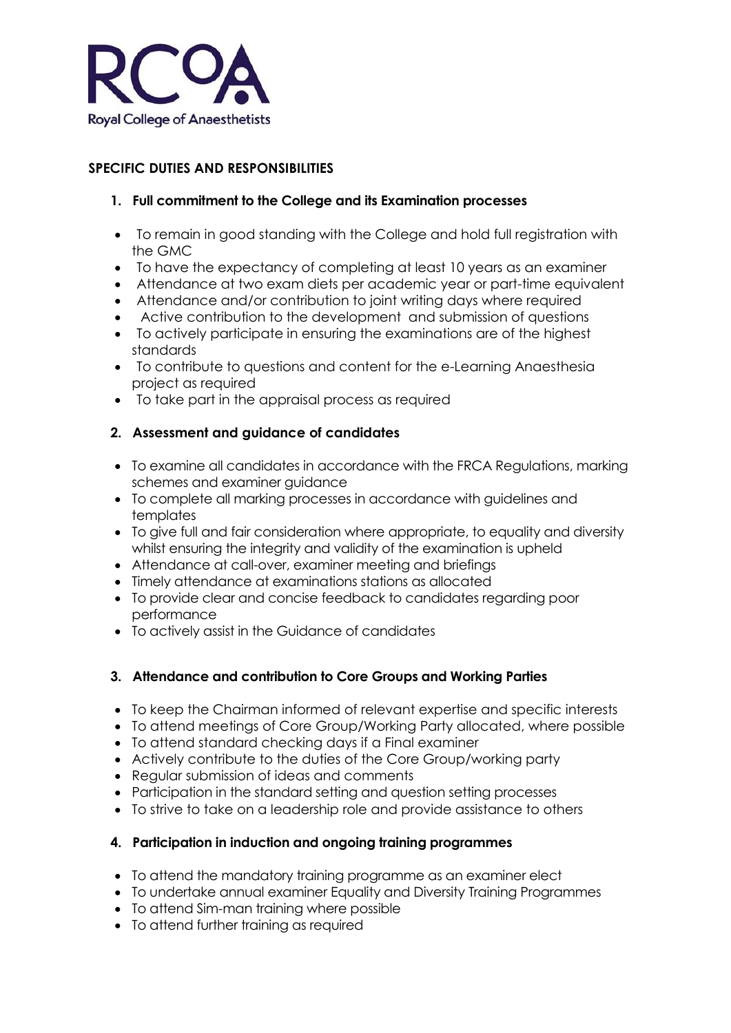## SPECIFIC DUTIES AND RESPONSIBILITIES

### 1. Full commitment to the College and its Examination processes

- To remain in good standing with the College and hold full registration with the GMC
- To have the expectancy of completing at least 10 years as an examiner
- Attendance at two exam diets per academic year or part-time equivalent
- Attendance and/or contribution to joint writing days where required
- Active contribution to the development and submission of questions
- To actively participate in ensuring the examinations are of the highest standards
- To contribute to questions and content for the e-Learning Anaesthesia project as required
- To take part in the appraisal process as required

### 2. Assessment and guidance of candidates

- To examine all candidates in accordance with the FRCA Regulations, marking schemes and examiner guidance
- To complete all marking processes in accordance with guidelines and templates
- To give full and fair consideration where appropriate, to equality and diversity whilst ensuring the integrity and validity of the examination is upheld
- Attendance at call-over, examiner meeting and briefings
- Timely attendance at examinations stations as allocated
- To provide clear and concise feedback to candidates regarding poor performance
- To actively assist in the Guidance of candidates

### 3. Attendance and contribution to Core Groups and Working Parties

- To keep the Chairman informed of relevant expertise and specific interests
- To attend meetings of Core Group/Working Party allocated, where possible
- To attend standard checking days if a Final examiner
- Actively contribute to the duties of the Core Group/working party
- Regular submission of ideas and comments
- Participation in the standard setting and question setting processes
- To strive to take on a leadership role and provide assistance to others

### 4. Participation in induction and ongoing training programmes

- To attend the mandatory training programme as an examiner elect
- To undertake annual examiner Equality and Diversity Training Programmes
- To attend Sim-man training where possible
- To attend further training as required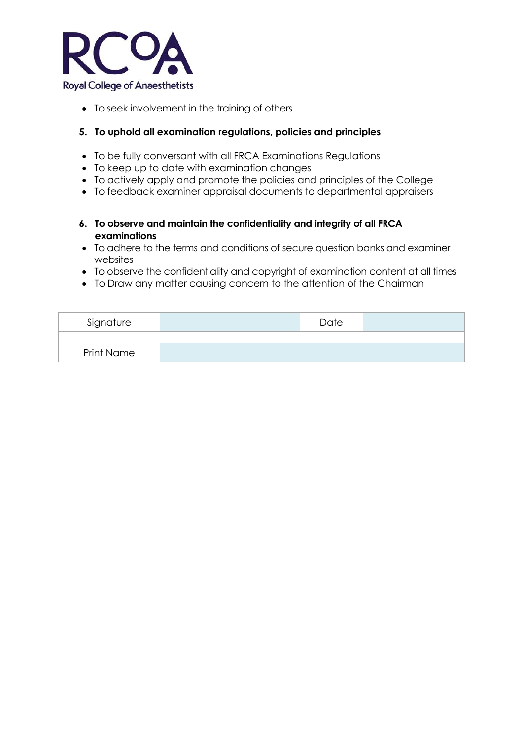- To seek involvement in the training of others

5. **To uphold all examination regulations, policies and principles**

- To be fully conversant with all FRCA Examinations Regulations
- To keep up to date with examination changes
- To actively apply and promote the policies and principles of the College
- To feedback examiner appraisal documents to departmental appraisers

6. **To observe and maintain the confidentiality and integrity of all FRCA examinations**

- To adhere to the terms and conditions of secure question banks and examiner websites
- To observe the confidentiality and copyright of examination content at all times
- To Draw any matter causing concern to the attention of the Chairman

| | | | |
|---|---|---|---|
| Signature | | Date | |
| | | | |
| Print Name | | | |